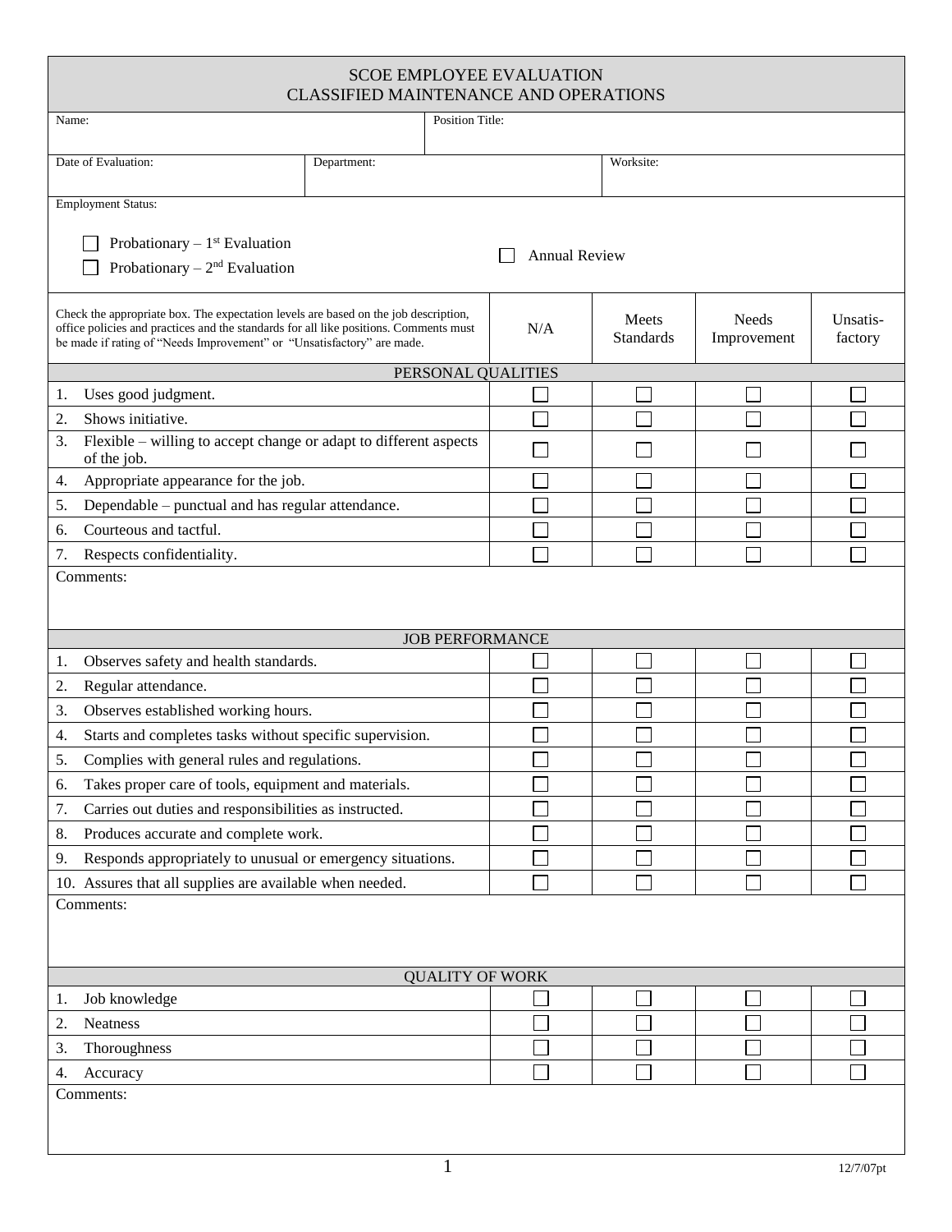# SCOE EMPLOYEE EVALUATION
## CLASSIFIED MAINTENANCE AND OPERATIONS

| Name: | Position Title: |
|---|---|

| Date of Evaluation: | Department: | Worksite: |
|---|---|---|

Employment Status:

- ☐ Probationary – 1st Evaluation
- ☐ Probationary – 2nd Evaluation
- ☐ Annual Review

| Check the appropriate box. The expectation levels are based on the job description, office policies and practices and the standards for all like positions. Comments must be made if rating of "Needs Improvement" or "Unsatisfactory" are made. | N/A | Meets Standards | Needs Improvement | Unsatis-factory |
|---|---|---|---|---|
| **PERSONAL QUALITIES** | | | | |
| 1. Uses good judgment. | ☐ | ☐ | ☐ | ☐ |
| 2. Shows initiative. | ☐ | ☐ | ☐ | ☐ |
| 3. Flexible – willing to accept change or adapt to different aspects of the job. | ☐ | ☐ | ☐ | ☐ |
| 4. Appropriate appearance for the job. | ☐ | ☐ | ☐ | ☐ |
| 5. Dependable – punctual and has regular attendance. | ☐ | ☐ | ☐ | ☐ |
| 6. Courteous and tactful. | ☐ | ☐ | ☐ | ☐ |
| 7. Respects confidentiality. | ☐ | ☐ | ☐ | ☐ |

Comments:

| **JOB PERFORMANCE** | N/A | Meets Standards | Needs Improvement | Unsatis-factory |
|---|---|---|---|---|
| 1. Observes safety and health standards. | ☐ | ☐ | ☐ | ☐ |
| 2. Regular attendance. | ☐ | ☐ | ☐ | ☐ |
| 3. Observes established working hours. | ☐ | ☐ | ☐ | ☐ |
| 4. Starts and completes tasks without specific supervision. | ☐ | ☐ | ☐ | ☐ |
| 5. Complies with general rules and regulations. | ☐ | ☐ | ☐ | ☐ |
| 6. Takes proper care of tools, equipment and materials. | ☐ | ☐ | ☐ | ☐ |
| 7. Carries out duties and responsibilities as instructed. | ☐ | ☐ | ☐ | ☐ |
| 8. Produces accurate and complete work. | ☐ | ☐ | ☐ | ☐ |
| 9. Responds appropriately to unusual or emergency situations. | ☐ | ☐ | ☐ | ☐ |
| 10. Assures that all supplies are available when needed. | ☐ | ☐ | ☐ | ☐ |

Comments:

| **QUALITY OF WORK** | N/A | Meets Standards | Needs Improvement | Unsatis-factory |
|---|---|---|---|---|
| 1. Job knowledge | ☐ | ☐ | ☐ | ☐ |
| 2. Neatness | ☐ | ☐ | ☐ | ☐ |
| 3. Thoroughness | ☐ | ☐ | ☐ | ☐ |
| 4. Accuracy | ☐ | ☐ | ☐ | ☐ |

Comments:

12/7/07pt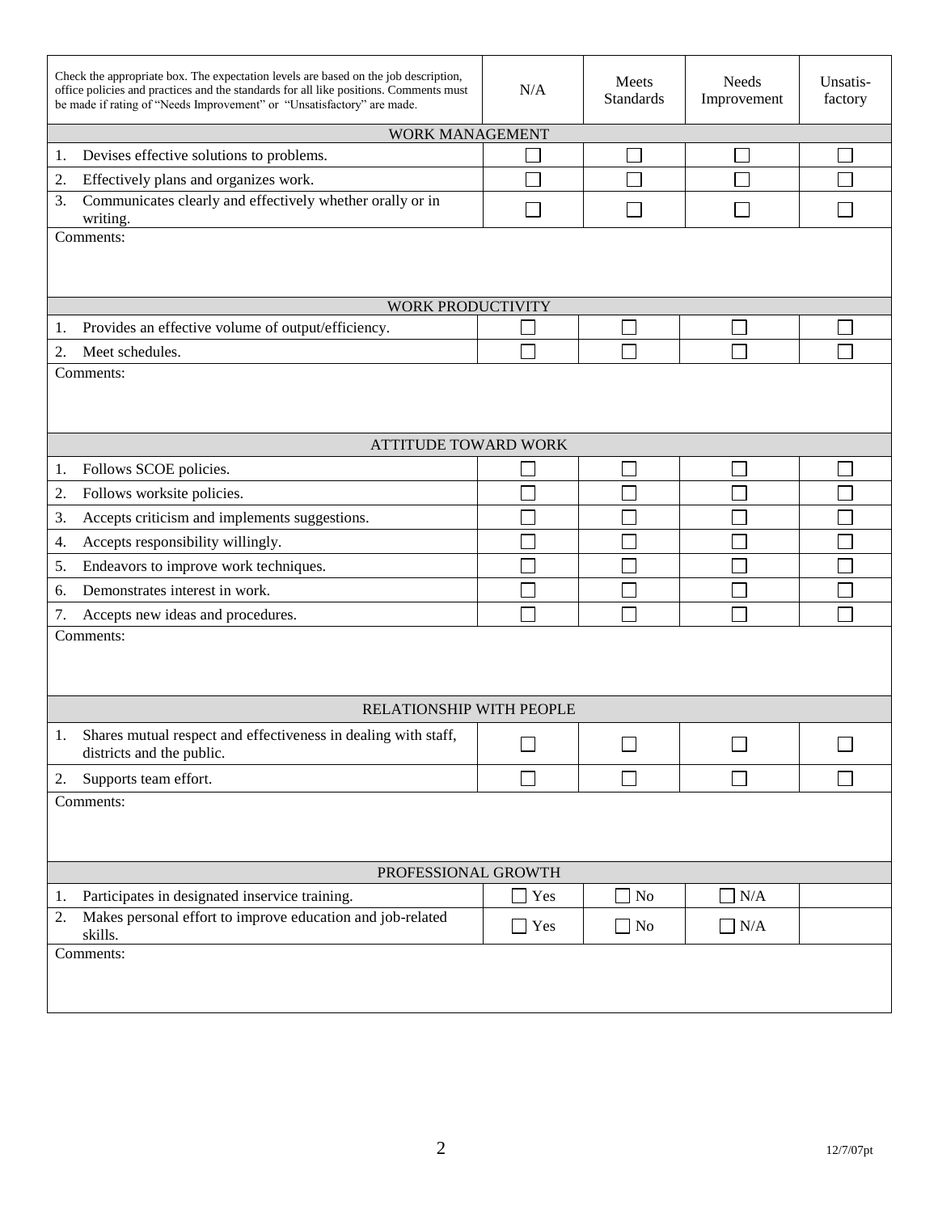| Check the appropriate box. The expectation levels are based on the job description, office policies and practices and the standards for all like positions. Comments must be made if rating of "Needs Improvement" or "Unsatisfactory" are made. | N/A | Meets Standards | Needs Improvement | Unsatis-factory |
|---|---|---|---|---|
| **WORK MANAGEMENT** | | | | |
| 1. Devises effective solutions to problems. | ☐ | ☐ | ☐ | ☐ |
| 2. Effectively plans and organizes work. | ☐ | ☐ | ☐ | ☐ |
| 3. Communicates clearly and effectively whether orally or in writing. | ☐ | ☐ | ☐ | ☐ |
| Comments: | | | | |
| **WORK PRODUCTIVITY** | | | | |
| 1. Provides an effective volume of output/efficiency. | ☐ | ☐ | ☐ | ☐ |
| 2. Meet schedules. | ☐ | ☐ | ☐ | ☐ |
| Comments: | | | | |
| **ATTITUDE TOWARD WORK** | | | | |
| 1. Follows SCOE policies. | ☐ | ☐ | ☐ | ☐ |
| 2. Follows worksite policies. | ☐ | ☐ | ☐ | ☐ |
| 3. Accepts criticism and implements suggestions. | ☐ | ☐ | ☐ | ☐ |
| 4. Accepts responsibility willingly. | ☐ | ☐ | ☐ | ☐ |
| 5. Endeavors to improve work techniques. | ☐ | ☐ | ☐ | ☐ |
| 6. Demonstrates interest in work. | ☐ | ☐ | ☐ | ☐ |
| 7. Accepts new ideas and procedures. | ☐ | ☐ | ☐ | ☐ |
| Comments: | | | | |
| **RELATIONSHIP WITH PEOPLE** | | | | |
| 1. Shares mutual respect and effectiveness in dealing with staff, districts and the public. | ☐ | ☐ | ☐ | ☐ |
| 2. Supports team effort. | ☐ | ☐ | ☐ | ☐ |
| Comments: | | | | |
| **PROFESSIONAL GROWTH** | | | | |
| 1. Participates in designated inservice training. | ☐ Yes | ☐ No | ☐ N/A | |
| 2. Makes personal effort to improve education and job-related skills. | ☐ Yes | ☐ No | ☐ N/A | |
| Comments: | | | | |

12/7/07pt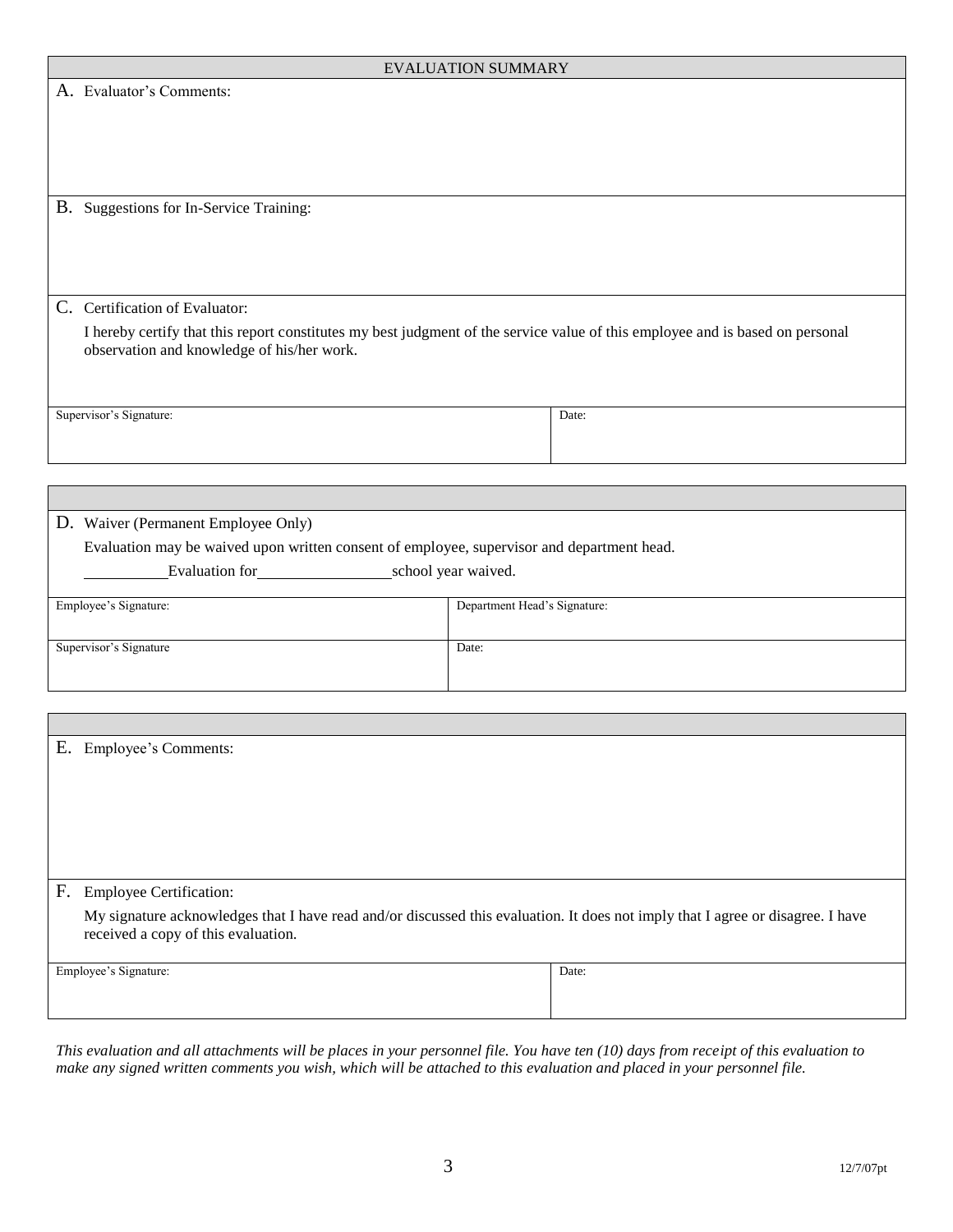## EVALUATION SUMMARY

A. Evaluator's Comments:

B. Suggestions for In-Service Training:

C. Certification of Evaluator:

I hereby certify that this report constitutes my best judgment of the service value of this employee and is based on personal observation and knowledge of his/her work.

| Supervisor's Signature: | Date: |
|---|---|
| | |

D. Waiver (Permanent Employee Only)

Evaluation may be waived upon written consent of employee, supervisor and department head.

__________ Evaluation for ________________ school year waived.

| Employee's Signature: | Department Head's Signature: |
|---|---|
| Supervisor's Signature | Date: |

E. Employee's Comments:

F. Employee Certification:

My signature acknowledges that I have read and/or discussed this evaluation. It does not imply that I agree or disagree. I have received a copy of this evaluation.

| Employee's Signature: | Date: |
|---|---|
| | |

*This evaluation and all attachments will be places in your personnel file. You have ten (10) days from receipt of this evaluation to make any signed written comments you wish, which will be attached to this evaluation and placed in your personnel file.*

12/7/07pt